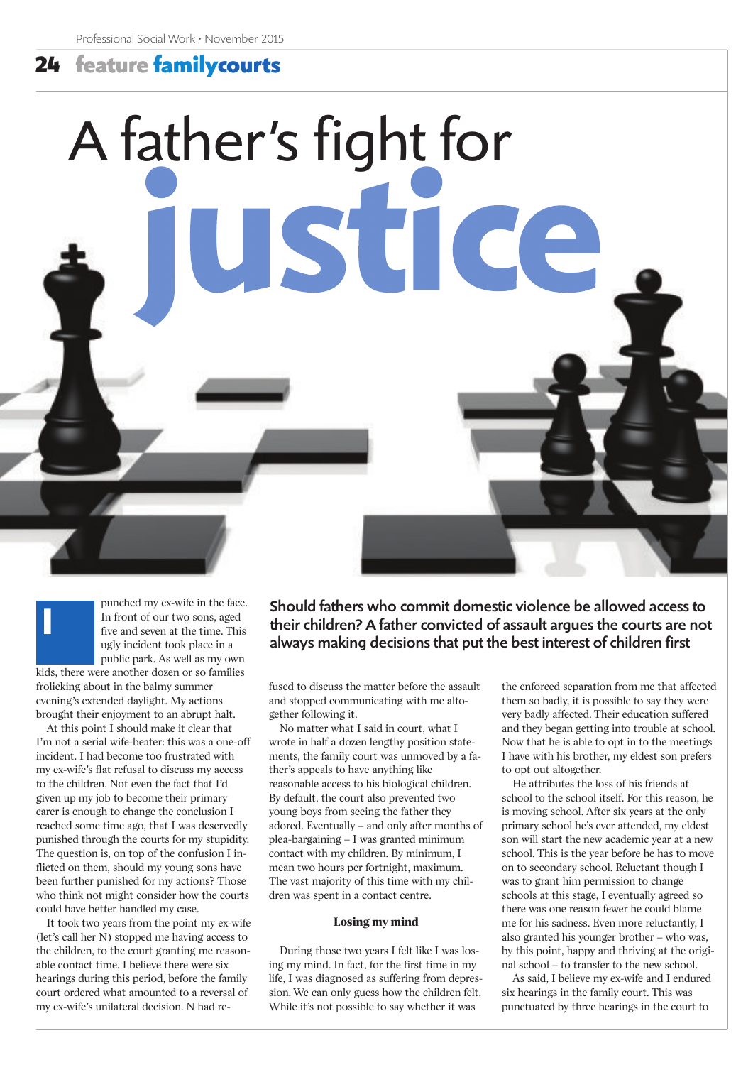# A father's fight for justice

**Should fathers who commit domestic violence be allowed access to their children? A father convicted of assault argues the courts are not always making decisions that put the best interest of children first**

I punched my ex-wife in the face. In front of our two sons, aged five and seven at the time. This ugly incident took place in a public park. As well as my own kids, there were another dozen or so families frolicking about in the balmy summer evening's extended daylight. My actions brought their enjoyment to an abrupt halt.

At this point I should make it clear that I'm not a serial wife-beater: this was a one-off incident. I had become too frustrated with my ex-wife's flat refusal to discuss my access to the children. Not even the fact that I'd given up my job to become their primary carer is enough to change the conclusion I reached some time ago, that I was deservedly punished through the courts for my stupidity. The question is, on top of the confusion I inflicted on them, should my young sons have been further punished for my actions? Those who think not might consider how the courts could have better handled my case.

It took two years from the point my ex-wife (let's call her N) stopped me having access to the children, to the court granting me reasonable contact time. I believe there were six hearings during this period, before the family court ordered what amounted to a reversal of my ex-wife's unilateral decision. N had refused to discuss the matter before the assault and stopped communicating with me altogether following it.

No matter what I said in court, what I wrote in half a dozen lengthy position statements, the family court was unmoved by a father's appeals to have anything like reasonable access to his biological children. By default, the court also prevented two young boys from seeing the father they adored. Eventually – and only after months of plea-bargaining – I was granted minimum contact with my children. By minimum, I mean two hours per fortnight, maximum. The vast majority of this time with my children was spent in a contact centre.

## Losing my mind

During those two years I felt like I was losing my mind. In fact, for the first time in my life, I was diagnosed as suffering from depression. We can only guess how the children felt. While it's not possible to say whether it was the enforced separation from me that affected them so badly, it is possible to say they were very badly affected. Their education suffered and they began getting into trouble at school. Now that he is able to opt in to the meetings I have with his brother, my eldest son prefers to opt out altogether.

He attributes the loss of his friends at school to the school itself. For this reason, he is moving school. After six years at the only primary school he's ever attended, my eldest son will start the new academic year at a new school. This is the year before he has to move on to secondary school. Reluctant though I was to grant him permission to change schools at this stage, I eventually agreed so there was one reason fewer he could blame me for his sadness. Even more reluctantly, I also granted his younger brother – who was, by this point, happy and thriving at the original school – to transfer to the new school.

As said, I believe my ex-wife and I endured six hearings in the family court. This was punctuated by three hearings in the court to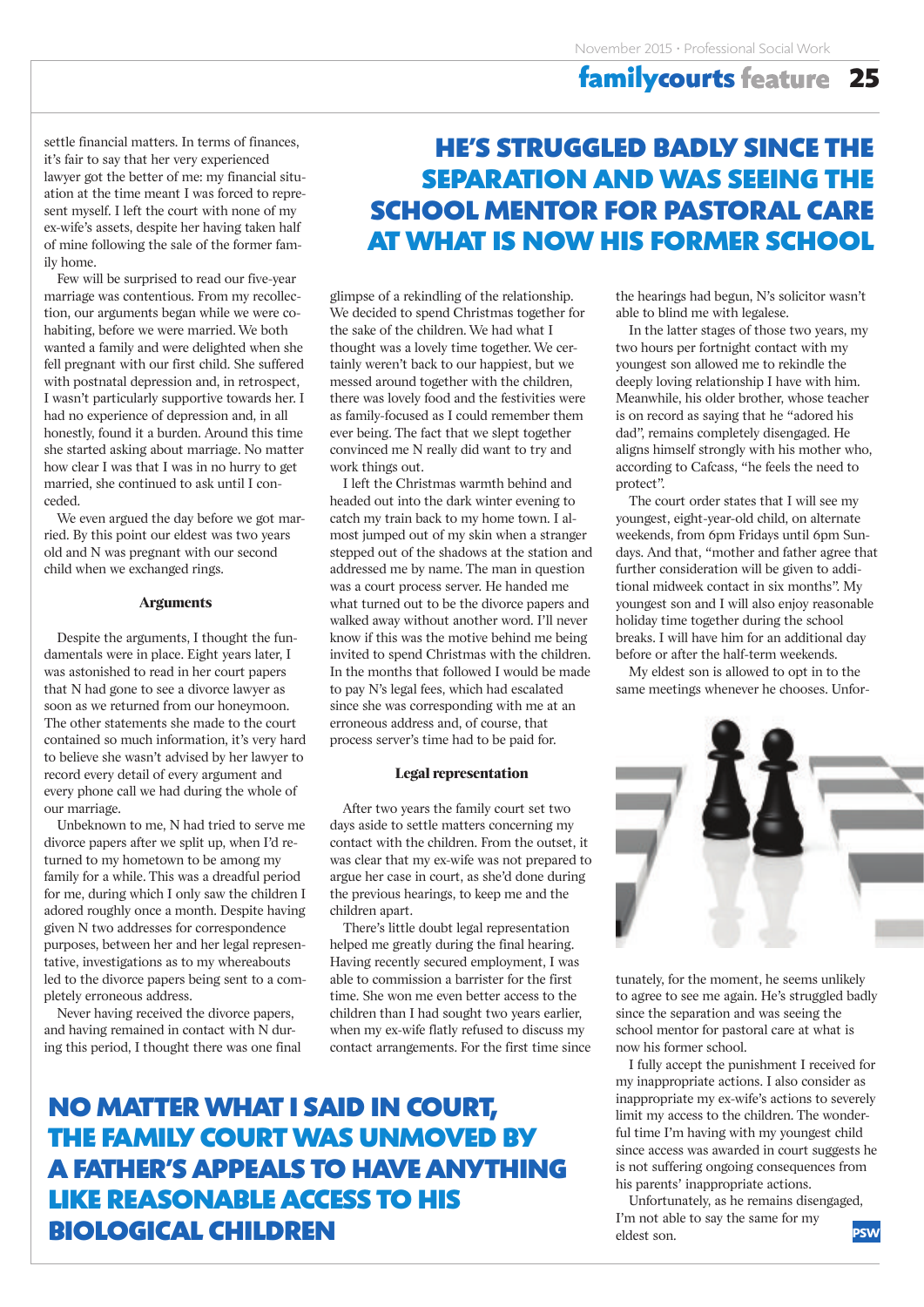settle financial matters. In terms of finances, it's fair to say that her very experienced lawyer got the better of me: my financial situation at the time meant I was forced to represent myself. I left the court with none of my ex-wife's assets, despite her having taken half of mine following the sale of the former family home.

Few will be surprised to read our five-year marriage was contentious. From my recollection, our arguments began while we were co-habiting, before we were married. We both wanted a family and were delighted when she fell pregnant with our first child. She suffered with postnatal depression and, in retrospect, I wasn't particularly supportive towards her. I had no experience of depression and, in all honesty, found it a burden. Around this time she started asking about marriage. No matter how clear I was that I was in no hurry to get married, she continued to ask until I conceded.

We even argued the day before we got married. By this point our eldest was two years old and N was pregnant with our second child when we exchanged rings.

### Arguments

Despite the arguments, I thought the fundamentals were in place. Eight years later, I was astonished to read in her court papers that N had gone to see a divorce lawyer as soon as we returned from our honeymoon. The other statements she made to the court contained so much information, it's very hard to believe she wasn't advised by her lawyer to record every detail of every argument and every phone call we had during the whole of our marriage.

Unbeknown to me, N had tried to serve me divorce papers after we split up, when I'd returned to my hometown to be among my family for a while. This was a dreadful period for me, during which I only saw the children I adored roughly once a month. Despite having given N two addresses for correspondence purposes, between her and her legal representative, investigations as to my whereabouts led to the divorce papers being sent to a completely erroneous address.

Never having received the divorce papers, and having remained in contact with N during this period, I thought there was one final glimpse of a rekindling of the relationship. We decided to spend Christmas together for the sake of the children. We had what I thought was a lovely time together. We certainly weren't back to our happiest, but we messed around together with the children, there was lovely food and the festivities were as family-focused as I could remember them ever being. The fact that we slept together convinced me N really did want to try and work things out.

I left the Christmas warmth behind and headed out into the dark winter evening to catch my train back to my home town. I almost jumped out of my skin when a stranger stepped out of the shadows at the station and addressed me by name. The man in question was a court process server. He handed me what turned out to be the divorce papers and walked away without another word. I'll never know if this was the motive behind me being invited to spend Christmas with the children. In the months that followed I would be made to pay N's legal fees, which had escalated since she was corresponding with me at an erroneous address and, of course, that process server's time had to be paid for.

**HE'S STRUGGLED BADLY SINCE THE SEPARATION AND WAS SEEING THE SCHOOL MENTOR FOR PASTORAL CARE AT WHAT IS NOW HIS FORMER SCHOOL**

### Legal representation

After two years the family court set two days aside to settle matters concerning my contact with the children. From the outset, it was clear that my ex-wife was not prepared to argue her case in court, as she'd done during the previous hearings, to keep me and the children apart.

There's little doubt legal representation helped me greatly during the final hearing. Having recently secured employment, I was able to commission a barrister for the first time. She won me even better access to the children than I had sought two years earlier, when my ex-wife flatly refused to discuss my contact arrangements. For the first time since the hearings had begun, N's solicitor wasn't able to blind me with legalese.

In the latter stages of those two years, my two hours per fortnight contact with my youngest son allowed me to rekindle the deeply loving relationship I have with him. Meanwhile, his older brother, whose teacher is on record as saying that he "adored his dad", remains completely disengaged. He aligns himself strongly with his mother who, according to Cafcass, "he feels the need to protect".

The court order states that I will see my youngest, eight-year-old child, on alternate weekends, from 6pm Fridays until 6pm Sundays. And that, "mother and father agree that further consideration will be given to additional midweek contact in six months". My youngest son and I will also enjoy reasonable holiday time together during the school breaks. I will have him for an additional day before or after the half-term weekends.

My eldest son is allowed to opt in to the same meetings whenever he chooses. Unfortunately, for the moment, he seems unlikely to agree to see me again. He's struggled badly since the separation and was seeing the school mentor for pastoral care at what is now his former school.

I fully accept the punishment I received for my inappropriate actions. I also consider as inappropriate my ex-wife's actions to severely limit my access to the children. The wonderful time I'm having with my youngest child since access was awarded in court suggests he is not suffering ongoing consequences from his parents' inappropriate actions.

Unfortunately, as he remains disengaged, I'm not able to say the same for my eldest son.

**NO MATTER WHAT I SAID IN COURT, THE FAMILY COURT WAS UNMOVED BY A FATHER'S APPEALS TO HAVE ANYTHING LIKE REASONABLE ACCESS TO HIS BIOLOGICAL CHILDREN**